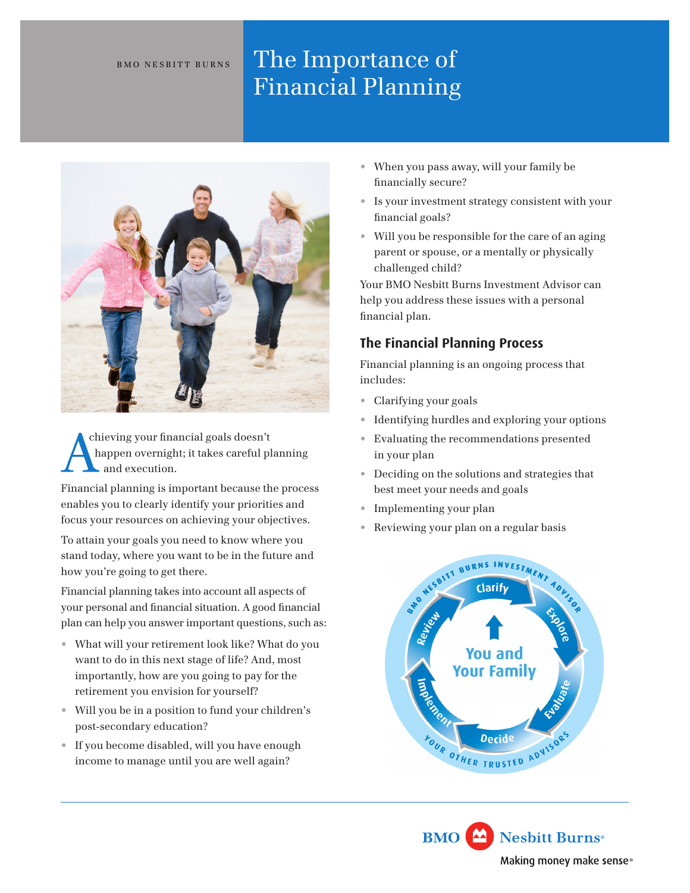BMO NESBITT BURNS

# The Importance of Financial Planning

Achieving your financial goals doesn't happen overnight; it takes careful planning and execution.

Financial planning is important because the process enables you to clearly identify your priorities and focus your resources on achieving your objectives.

To attain your goals you need to know where you stand today, where you want to be in the future and how you're going to get there.

Financial planning takes into account all aspects of your personal and financial situation. A good financial plan can help you answer important questions, such as:

- What will your retirement look like? What do you want to do in this next stage of life? And, most importantly, how are you going to pay for the retirement you envision for yourself?
- Will you be in a position to fund your children's post-secondary education?
- If you become disabled, will you have enough income to manage until you are well again?
- When you pass away, will your family be financially secure?
- Is your investment strategy consistent with your financial goals?
- Will you be responsible for the care of an aging parent or spouse, or a mentally or physically challenged child?

Your BMO Nesbitt Burns Investment Advisor can help you address these issues with a personal financial plan.

## The Financial Planning Process

Financial planning is an ongoing process that includes:

- Clarifying your goals
- Identifying hurdles and exploring your options
- Evaluating the recommendations presented in your plan
- Deciding on the solutions and strategies that best meet your needs and goals
- Implementing your plan
- Reviewing your plan on a regular basis

BMO NESBITT BURNS INVESTMENT ADVISOR — Clarify → Explore → Evaluate → Decide → Implement → Review — You and Your Family — YOUR OTHER TRUSTED ADVISORS

BMO Nesbitt Burns® Making money make sense®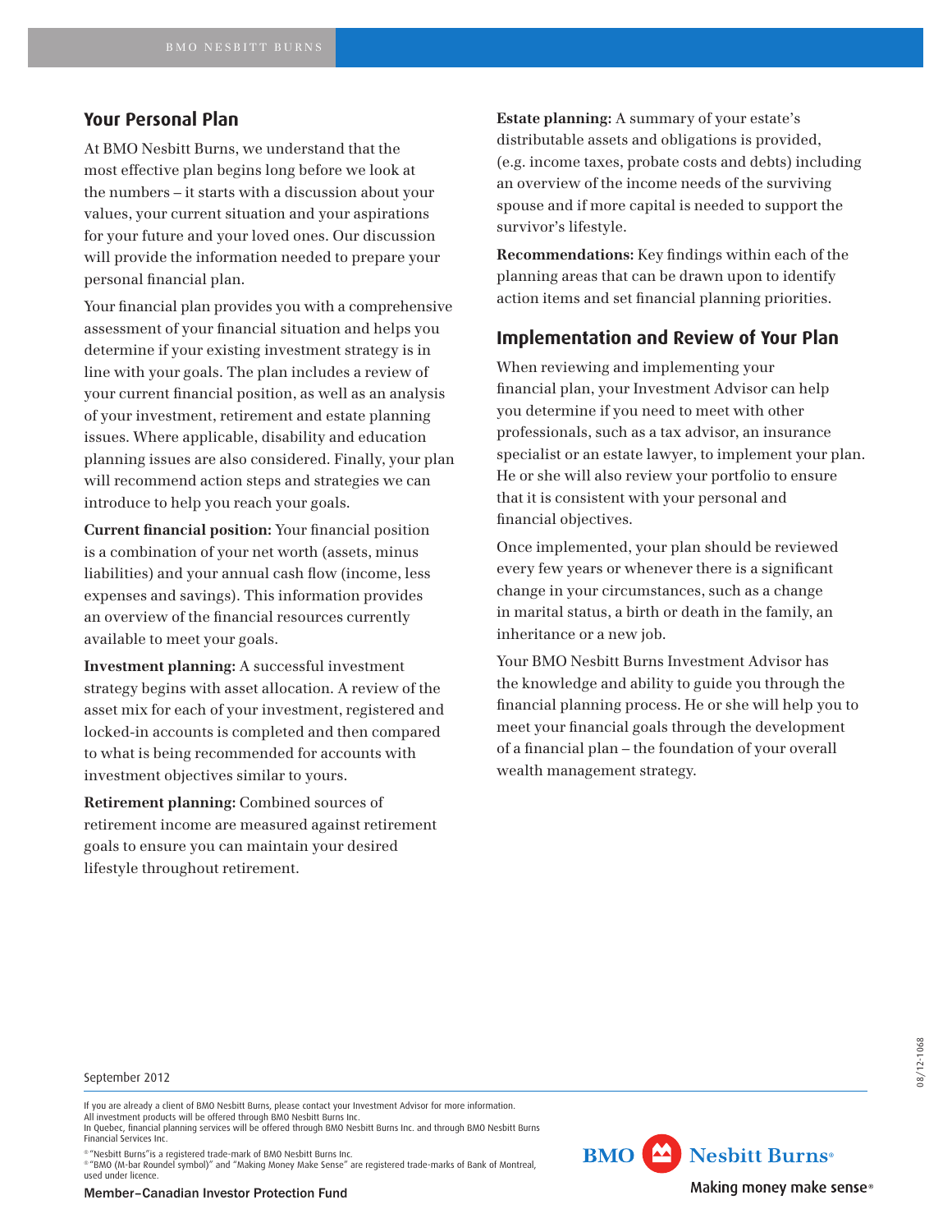## Your Personal Plan

At BMO Nesbitt Burns, we understand that the most effective plan begins long before we look at the numbers – it starts with a discussion about your values, your current situation and your aspirations for your future and your loved ones. Our discussion will provide the information needed to prepare your personal financial plan.

Your financial plan provides you with a comprehensive assessment of your financial situation and helps you determine if your existing investment strategy is in line with your goals. The plan includes a review of your current financial position, as well as an analysis of your investment, retirement and estate planning issues. Where applicable, disability and education planning issues are also considered. Finally, your plan will recommend action steps and strategies we can introduce to help you reach your goals.

**Current financial position:** Your financial position is a combination of your net worth (assets, minus liabilities) and your annual cash flow (income, less expenses and savings). This information provides an overview of the financial resources currently available to meet your goals.

**Investment planning:** A successful investment strategy begins with asset allocation. A review of the asset mix for each of your investment, registered and locked-in accounts is completed and then compared to what is being recommended for accounts with investment objectives similar to yours.

**Retirement planning:** Combined sources of retirement income are measured against retirement goals to ensure you can maintain your desired lifestyle throughout retirement.

**Estate planning:** A summary of your estate's distributable assets and obligations is provided, (e.g. income taxes, probate costs and debts) including an overview of the income needs of the surviving spouse and if more capital is needed to support the survivor's lifestyle.

**Recommendations:** Key findings within each of the planning areas that can be drawn upon to identify action items and set financial planning priorities.

## Implementation and Review of Your Plan

When reviewing and implementing your financial plan, your Investment Advisor can help you determine if you need to meet with other professionals, such as a tax advisor, an insurance specialist or an estate lawyer, to implement your plan. He or she will also review your portfolio to ensure that it is consistent with your personal and financial objectives.

Once implemented, your plan should be reviewed every few years or whenever there is a significant change in your circumstances, such as a change in marital status, a birth or death in the family, an inheritance or a new job.

Your BMO Nesbitt Burns Investment Advisor has the knowledge and ability to guide you through the financial planning process. He or she will help you to meet your financial goals through the development of a financial plan – the foundation of your overall wealth management strategy.

September 2012

If you are already a client of BMO Nesbitt Burns, please contact your Investment Advisor for more information.
All investment products will be offered through BMO Nesbitt Burns Inc.
In Quebec, financial planning services will be offered through BMO Nesbitt Burns Inc. and through BMO Nesbitt Burns Financial Services Inc.

® "Nesbitt Burns" is a registered trade-mark of BMO Nesbitt Burns Inc.
® "BMO (M-bar Roundel symbol)" and "Making Money Make Sense" are registered trade-marks of Bank of Montreal, used under licence.

Member–Canadian Investor Protection Fund

BMO Nesbitt Burns®

Making money make sense®

08/12-1068